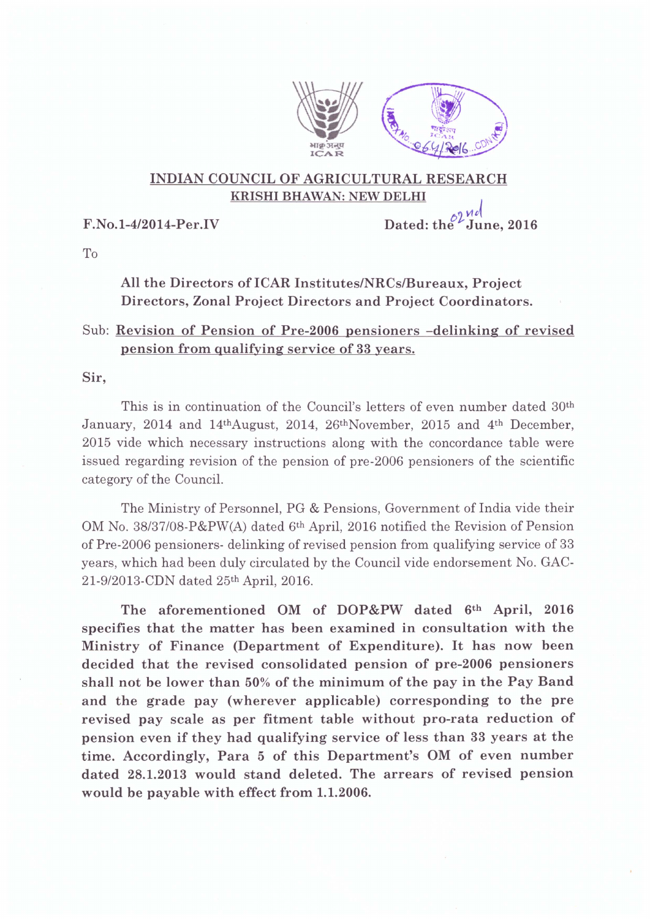भाकृअनुप
ICAR

# INDIAN COUNCIL OF AGRICULTURAL RESEARCH
## KRISHI BHAWAN: NEW DELHI

F.No.1-4/2014-Per.IV

Dated: the 02nd June, 2016

To

**All the Directors of ICAR Institutes/NRCs/Bureaux, Project Directors, Zonal Project Directors and Project Coordinators.**

Sub: Revision of Pension of Pre-2006 pensioners –delinking of revised pension from qualifying service of 33 years.

**Sir,**

This is in continuation of the Council's letters of even number dated 30th January, 2014 and 14th August, 2014, 26th November, 2015 and 4th December, 2015 vide which necessary instructions along with the concordance table were issued regarding revision of the pension of pre-2006 pensioners of the scientific category of the Council.

The Ministry of Personnel, PG & Pensions, Government of India vide their OM No. 38/37/08-P&PW(A) dated 6th April, 2016 notified the Revision of Pension of Pre-2006 pensioners- delinking of revised pension from qualifying service of 33 years, which had been duly circulated by the Council vide endorsement No. GAC-21-9/2013-CDN dated 25th April, 2016.

**The aforementioned OM of DOP&PW dated 6th April, 2016 specifies that the matter has been examined in consultation with the Ministry of Finance (Department of Expenditure). It has now been decided that the revised consolidated pension of pre-2006 pensioners shall not be lower than 50% of the minimum of the pay in the Pay Band and the grade pay (wherever applicable) corresponding to the pre revised pay scale as per fitment table without pro-rata reduction of pension even if they had qualifying service of less than 33 years at the time. Accordingly, Para 5 of this Department's OM of even number dated 28.1.2013 would stand deleted. The arrears of revised pension would be payable with effect from 1.1.2006.**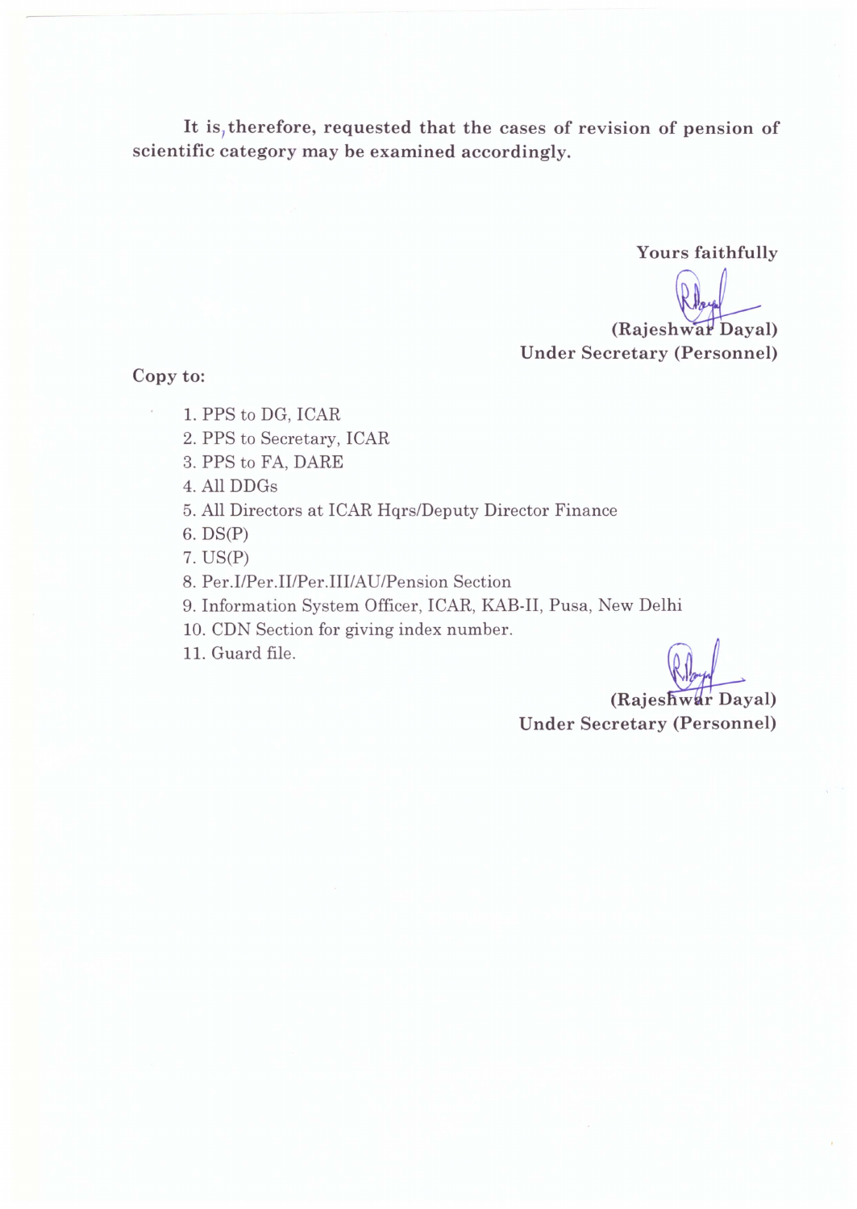**It is, therefore, requested that the cases of revision of pension of scientific category may be examined accordingly.**

**Yours faithfully**

**(Rajeshwar Dayal)**
**Under Secretary (Personnel)**

**Copy to:**

1. PPS to DG, ICAR
2. PPS to Secretary, ICAR
3. PPS to FA, DARE
4. All DDGs
5. All Directors at ICAR Hqrs/Deputy Director Finance
6. DS(P)
7. US(P)
8. Per.I/Per.II/Per.III/AU/Pension Section
9. Information System Officer, ICAR, KAB-II, Pusa, New Delhi
10. CDN Section for giving index number.
11. Guard file.

**(Rajeshwar Dayal)**
**Under Secretary (Personnel)**